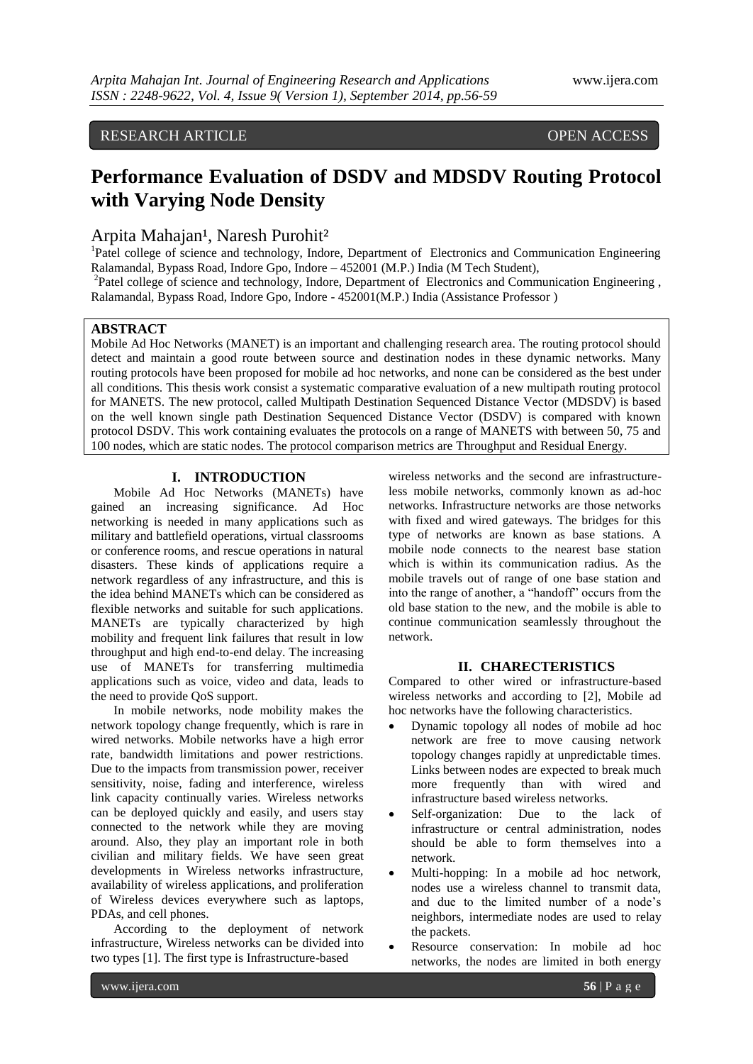RESEARCH ARTICLE OPEN ACCESS

# Performance Evaluation of DSDV and MDSDV Routing Protocol with Varying Node Density

Arpita Mahajan[1], Naresh Purohit[2]

[1]Patel college of science and technology, Indore, Department of Electronics and Communication Engineering Ralamandal, Bypass Road, Indore Gpo, Indore – 452001 (M.P.) India (M Tech Student),

[2]Patel college of science and technology, Indore, Department of Electronics and Communication Engineering , Ralamandal, Bypass Road, Indore Gpo, Indore - 452001(M.P.) India (Assistance Professor )

## ABSTRACT

Mobile Ad Hoc Networks (MANET) is an important and challenging research area. The routing protocol should detect and maintain a good route between source and destination nodes in these dynamic networks. Many routing protocols have been proposed for mobile ad hoc networks, and none can be considered as the best under all conditions. This thesis work consist a systematic comparative evaluation of a new multipath routing protocol for MANETS. The new protocol, called Multipath Destination Sequenced Distance Vector (MDSDV) is based on the well known single path Destination Sequenced Distance Vector (DSDV) is compared with known protocol DSDV. This work containing evaluates the protocols on a range of MANETS with between 50, 75 and 100 nodes, which are static nodes. The protocol comparison metrics are Throughput and Residual Energy.

## I. INTRODUCTION

Mobile Ad Hoc Networks (MANETs) have gained an increasing significance. Ad Hoc networking is needed in many applications such as military and battlefield operations, virtual classrooms or conference rooms, and rescue operations in natural disasters. These kinds of applications require a network regardless of any infrastructure, and this is the idea behind MANETs which can be considered as flexible networks and suitable for such applications. MANETs are typically characterized by high mobility and frequent link failures that result in low throughput and high end-to-end delay. The increasing use of MANETs for transferring multimedia applications such as voice, video and data, leads to the need to provide QoS support.

In mobile networks, node mobility makes the network topology change frequently, which is rare in wired networks. Mobile networks have a high error rate, bandwidth limitations and power restrictions. Due to the impacts from transmission power, receiver sensitivity, noise, fading and interference, wireless link capacity continually varies. Wireless networks can be deployed quickly and easily, and users stay connected to the network while they are moving around. Also, they play an important role in both civilian and military fields. We have seen great developments in Wireless networks infrastructure, availability of wireless applications, and proliferation of Wireless devices everywhere such as laptops, PDAs, and cell phones.

According to the deployment of network infrastructure, Wireless networks can be divided into two types [1]. The first type is Infrastructure-based wireless networks and the second are infrastructure-less mobile networks, commonly known as ad-hoc networks. Infrastructure networks are those networks with fixed and wired gateways. The bridges for this type of networks are known as base stations. A mobile node connects to the nearest base station which is within its communication radius. As the mobile travels out of range of one base station and into the range of another, a "handoff" occurs from the old base station to the new, and the mobile is able to continue communication seamlessly throughout the network.

## II. CHARECTERISTICS

Compared to other wired or infrastructure-based wireless networks and according to [2], Mobile ad hoc networks have the following characteristics.

- Dynamic topology all nodes of mobile ad hoc network are free to move causing network topology changes rapidly at unpredictable times. Links between nodes are expected to break much more frequently than with wired and infrastructure based wireless networks.
- Self-organization: Due to the lack of infrastructure or central administration, nodes should be able to form themselves into a network.
- Multi-hopping: In a mobile ad hoc network, nodes use a wireless channel to transmit data, and due to the limited number of a node's neighbors, intermediate nodes are used to relay the packets.
- Resource conservation: In mobile ad hoc networks, the nodes are limited in both energy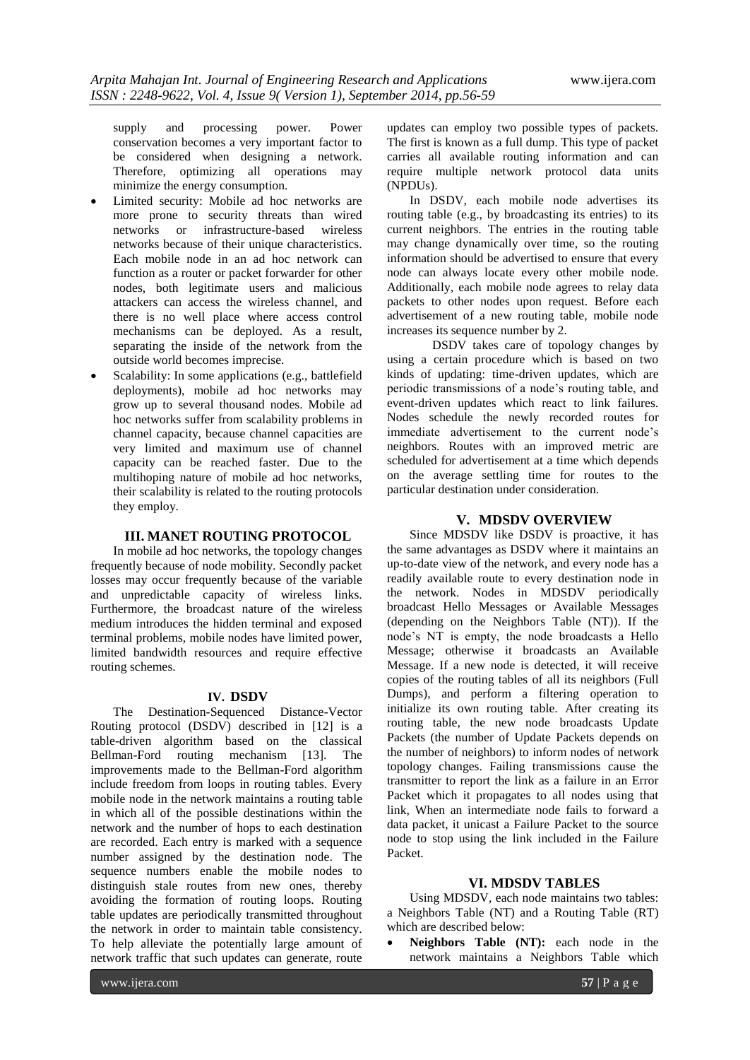supply and processing power. Power conservation becomes a very important factor to be considered when designing a network. Therefore, optimizing all operations may minimize the energy consumption.

- Limited security: Mobile ad hoc networks are more prone to security threats than wired networks or infrastructure-based wireless networks because of their unique characteristics. Each mobile node in an ad hoc network can function as a router or packet forwarder for other nodes, both legitimate users and malicious attackers can access the wireless channel, and there is no well place where access control mechanisms can be deployed. As a result, separating the inside of the network from the outside world becomes imprecise.
- Scalability: In some applications (e.g., battlefield deployments), mobile ad hoc networks may grow up to several thousand nodes. Mobile ad hoc networks suffer from scalability problems in channel capacity, because channel capacities are very limited and maximum use of channel capacity can be reached faster. Due to the multihoping nature of mobile ad hoc networks, their scalability is related to the routing protocols they employ.

## III. MANET ROUTING PROTOCOL

In mobile ad hoc networks, the topology changes frequently because of node mobility. Secondly packet losses may occur frequently because of the variable and unpredictable capacity of wireless links. Furthermore, the broadcast nature of the wireless medium introduces the hidden terminal and exposed terminal problems, mobile nodes have limited power, limited bandwidth resources and require effective routing schemes.

## IV. DSDV

The Destination-Sequenced Distance-Vector Routing protocol (DSDV) described in [12] is a table-driven algorithm based on the classical Bellman-Ford routing mechanism [13]. The improvements made to the Bellman-Ford algorithm include freedom from loops in routing tables. Every mobile node in the network maintains a routing table in which all of the possible destinations within the network and the number of hops to each destination are recorded. Each entry is marked with a sequence number assigned by the destination node. The sequence numbers enable the mobile nodes to distinguish stale routes from new ones, thereby avoiding the formation of routing loops. Routing table updates are periodically transmitted throughout the network in order to maintain table consistency. To help alleviate the potentially large amount of network traffic that such updates can generate, route updates can employ two possible types of packets. The first is known as a full dump. This type of packet carries all available routing information and can require multiple network protocol data units (NPDUs).

In DSDV, each mobile node advertises its routing table (e.g., by broadcasting its entries) to its current neighbors. The entries in the routing table may change dynamically over time, so the routing information should be advertised to ensure that every node can always locate every other mobile node. Additionally, each mobile node agrees to relay data packets to other nodes upon request. Before each advertisement of a new routing table, mobile node increases its sequence number by 2.

DSDV takes care of topology changes by using a certain procedure which is based on two kinds of updating: time-driven updates, which are periodic transmissions of a node's routing table, and event-driven updates which react to link failures. Nodes schedule the newly recorded routes for immediate advertisement to the current node's neighbors. Routes with an improved metric are scheduled for advertisement at a time which depends on the average settling time for routes to the particular destination under consideration.

## V. MDSDV OVERVIEW

Since MDSDV like DSDV is proactive, it has the same advantages as DSDV where it maintains an up-to-date view of the network, and every node has a readily available route to every destination node in the network. Nodes in MDSDV periodically broadcast Hello Messages or Available Messages (depending on the Neighbors Table (NT)). If the node's NT is empty, the node broadcasts a Hello Message; otherwise it broadcasts an Available Message. If a new node is detected, it will receive copies of the routing tables of all its neighbors (Full Dumps), and perform a filtering operation to initialize its own routing table. After creating its routing table, the new node broadcasts Update Packets (the number of Update Packets depends on the number of neighbors) to inform nodes of network topology changes. Failing transmissions cause the transmitter to report the link as a failure in an Error Packet which it propagates to all nodes using that link, When an intermediate node fails to forward a data packet, it unicast a Failure Packet to the source node to stop using the link included in the Failure Packet.

## VI. MDSDV TABLES

Using MDSDV, each node maintains two tables: a Neighbors Table (NT) and a Routing Table (RT) which are described below:

- **Neighbors Table (NT):** each node in the network maintains a Neighbors Table which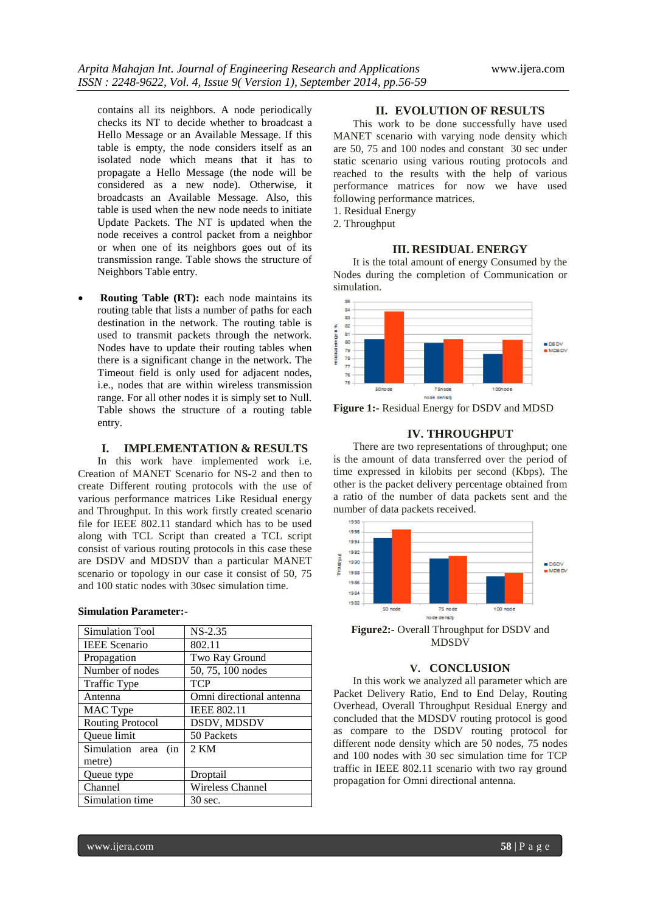contains all its neighbors. A node periodically checks its NT to decide whether to broadcast a Hello Message or an Available Message. If this table is empty, the node considers itself as an isolated node which means that it has to propagate a Hello Message (the node will be considered as a new node). Otherwise, it broadcasts an Available Message. Also, this table is used when the new node needs to initiate Update Packets. The NT is updated when the node receives a control packet from a neighbor or when one of its neighbors goes out of its transmission range. Table shows the structure of Neighbors Table entry.

- **Routing Table (RT):** each node maintains its routing table that lists a number of paths for each destination in the network. The routing table is used to transmit packets through the network. Nodes have to update their routing tables when there is a significant change in the network. The Timeout field is only used for adjacent nodes, i.e., nodes that are within wireless transmission range. For all other nodes it is simply set to Null. Table shows the structure of a routing table entry.

## I. IMPLEMENTATION & RESULTS

In this work have implemented work i.e. Creation of MANET Scenario for NS-2 and then to create Different routing protocols with the use of various performance matrices Like Residual energy and Throughput. In this work firstly created scenario file for IEEE 802.11 standard which has to be used along with TCL Script than created a TCL script consist of various routing protocols in this case these are DSDV and MDSDV than a particular MANET scenario or topology in our case it consist of 50, 75 and 100 static nodes with 30sec simulation time.

**Simulation Parameter:-**

| Simulation Tool | NS-2.35 |
|---|---|
| IEEE Scenario | 802.11 |
| Propagation | Two Ray Ground |
| Number of nodes | 50, 75, 100 nodes |
| Traffic Type | TCP |
| Antenna | Omni directional antenna |
| MAC Type | IEEE 802.11 |
| Routing Protocol | DSDV, MDSDV |
| Queue limit | 50 Packets |
| Simulation area (in metre) | 2 KM |
| Queue type | Droptail |
| Channel | Wireless Channel |
| Simulation time | 30 sec. |

## II. EVOLUTION OF RESULTS

This work to be done successfully have used MANET scenario with varying node density which are 50, 75 and 100 nodes and constant 30 sec under static scenario using various routing protocols and reached to the results with the help of various performance matrices for now we have used following performance matrices.

1. Residual Energy
2. Throughput

## III. RESIDUAL ENERGY

It is the total amount of energy Consumed by the Nodes during the completion of Communication or simulation.

**Figure 1:-** Residual Energy for DSDV and MDSD

## IV. THROUGHPUT

There are two representations of throughput; one is the amount of data transferred over the period of time expressed in kilobits per second (Kbps). The other is the packet delivery percentage obtained from a ratio of the number of data packets sent and the number of data packets received.

**Figure2:-** Overall Throughput for DSDV and MDSDV

## V. CONCLUSION

In this work we analyzed all parameter which are Packet Delivery Ratio, End to End Delay, Routing Overhead, Overall Throughput Residual Energy and concluded that the MDSDV routing protocol is good as compare to the DSDV routing protocol for different node density which are 50 nodes, 75 nodes and 100 nodes with 30 sec simulation time for TCP traffic in IEEE 802.11 scenario with two ray ground propagation for Omni directional antenna.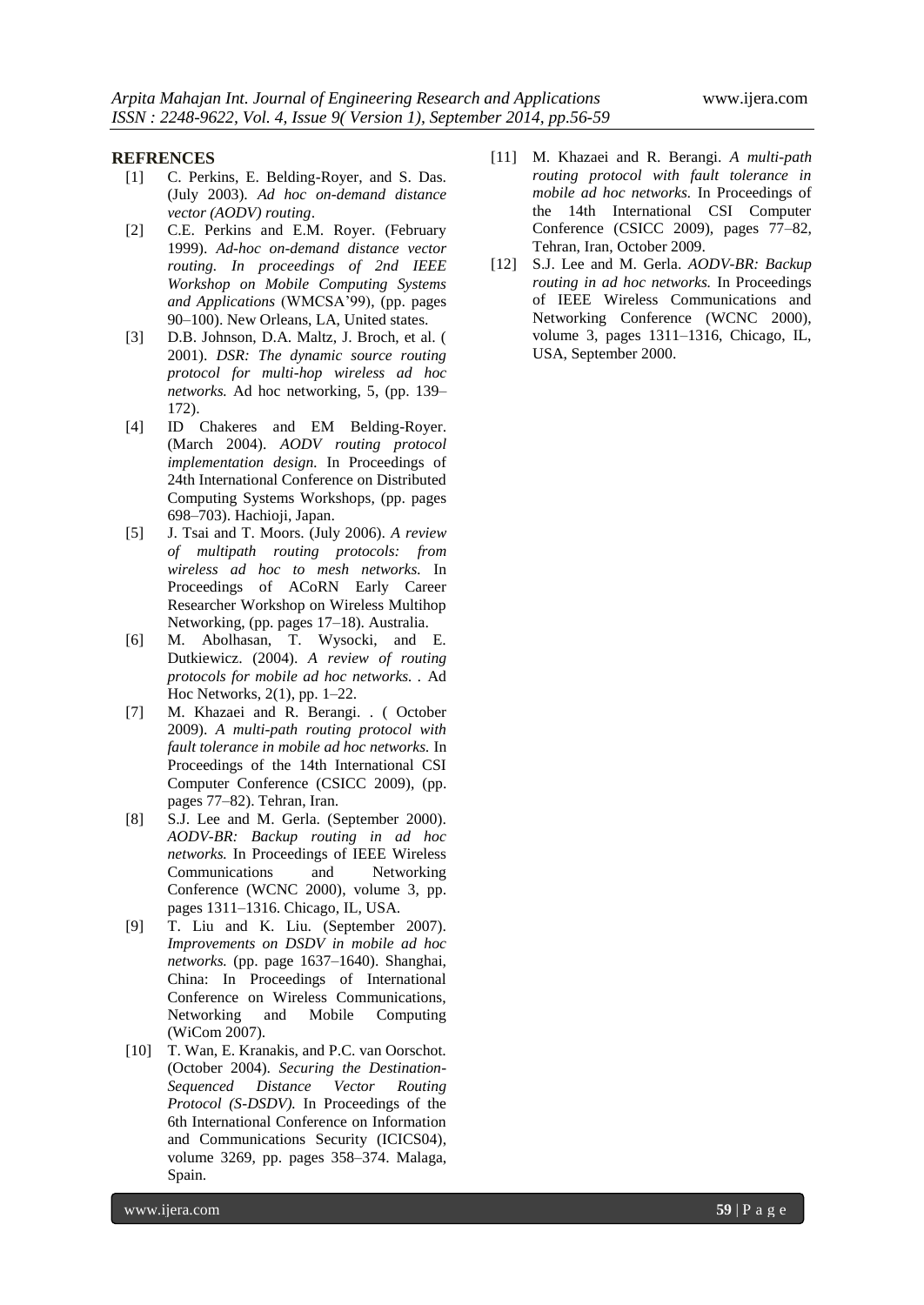## REFRENCES

[1] C. Perkins, E. Belding-Royer, and S. Das. (July 2003). *Ad hoc on-demand distance vector (AODV) routing*.

[2] C.E. Perkins and E.M. Royer. (February 1999). *Ad-hoc on-demand distance vector routing. In proceedings of 2nd IEEE Workshop on Mobile Computing Systems and Applications* (WMCSA'99), (pp. pages 90–100). New Orleans, LA, United states.

[3] D.B. Johnson, D.A. Maltz, J. Broch, et al. ( 2001). *DSR: The dynamic source routing protocol for multi-hop wireless ad hoc networks.* Ad hoc networking, 5, (pp. 139–172).

[4] ID Chakeres and EM Belding-Royer. (March 2004). *AODV routing protocol implementation design.* In Proceedings of 24th International Conference on Distributed Computing Systems Workshops, (pp. pages 698–703). Hachioji, Japan.

[5] J. Tsai and T. Moors. (July 2006). *A review of multipath routing protocols: from wireless ad hoc to mesh networks.* In Proceedings of ACoRN Early Career Researcher Workshop on Wireless Multihop Networking, (pp. pages 17–18). Australia.

[6] M. Abolhasan, T. Wysocki, and E. Dutkiewicz. (2004). *A review of routing protocols for mobile ad hoc networks.* . Ad Hoc Networks, 2(1), pp. 1–22.

[7] M. Khazaei and R. Berangi. . ( October 2009). *A multi-path routing protocol with fault tolerance in mobile ad hoc networks.* In Proceedings of the 14th International CSI Computer Conference (CSICC 2009), (pp. pages 77–82). Tehran, Iran.

[8] S.J. Lee and M. Gerla. (September 2000). *AODV-BR: Backup routing in ad hoc networks.* In Proceedings of IEEE Wireless Communications and Networking Conference (WCNC 2000), volume 3, pp. pages 1311–1316. Chicago, IL, USA.

[9] T. Liu and K. Liu. (September 2007). *Improvements on DSDV in mobile ad hoc networks.* (pp. page 1637–1640). Shanghai, China: In Proceedings of International Conference on Wireless Communications, Networking and Mobile Computing (WiCom 2007).

[10] T. Wan, E. Kranakis, and P.C. van Oorschot. (October 2004). *Securing the Destination-Sequenced Distance Vector Routing Protocol (S-DSDV).* In Proceedings of the 6th International Conference on Information and Communications Security (ICICS04), volume 3269, pp. pages 358–374. Malaga, Spain.

[11] M. Khazaei and R. Berangi. *A multi-path routing protocol with fault tolerance in mobile ad hoc networks.* In Proceedings of the 14th International CSI Computer Conference (CSICC 2009), pages 77–82, Tehran, Iran, October 2009.

[12] S.J. Lee and M. Gerla. *AODV-BR: Backup routing in ad hoc networks.* In Proceedings of IEEE Wireless Communications and Networking Conference (WCNC 2000), volume 3, pages 1311–1316, Chicago, IL, USA, September 2000.